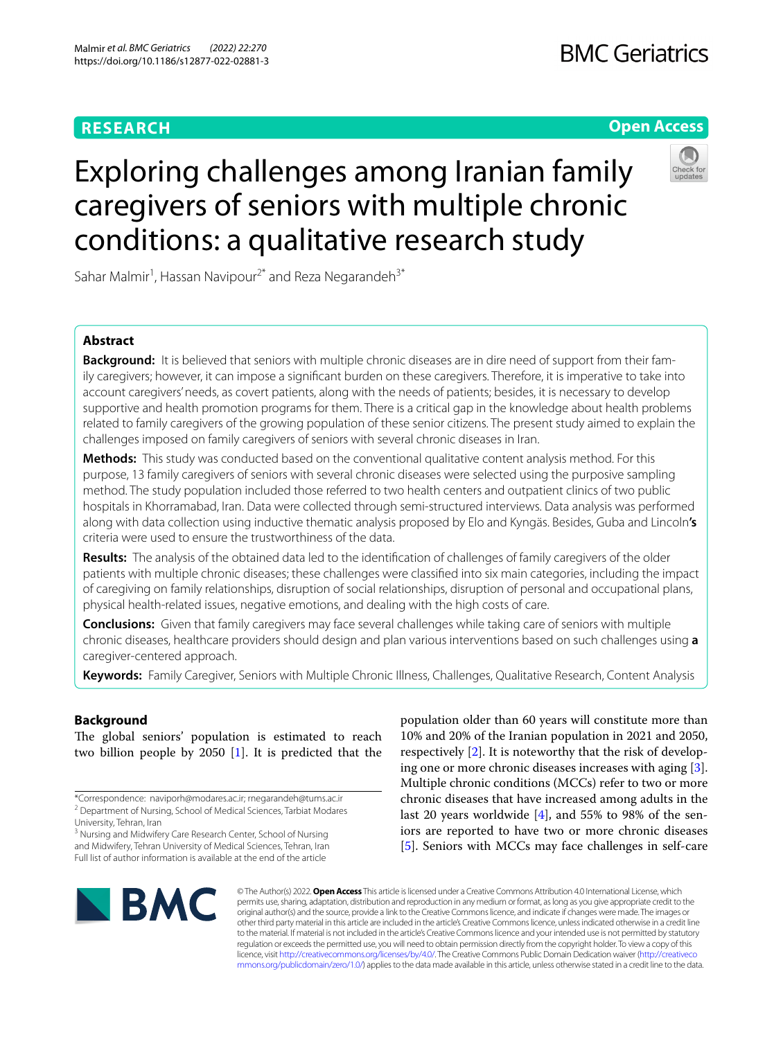RESEARCH

Open Access

# Exploring challenges among Iranian family caregivers of seniors with multiple chronic conditions: a qualitative research study

Sahar Malmir[1], Hassan Navipour[2*] and Reza Negarandeh[3*]

## Abstract

**Background:** It is believed that seniors with multiple chronic diseases are in dire need of support from their family caregivers; however, it can impose a significant burden on these caregivers. Therefore, it is imperative to take into account caregivers' needs, as covert patients, along with the needs of patients; besides, it is necessary to develop supportive and health promotion programs for them. There is a critical gap in the knowledge about health problems related to family caregivers of the growing population of these senior citizens. The present study aimed to explain the challenges imposed on family caregivers of seniors with several chronic diseases in Iran.

**Methods:** This study was conducted based on the conventional qualitative content analysis method. For this purpose, 13 family caregivers of seniors with several chronic diseases were selected using the purposive sampling method. The study population included those referred to two health centers and outpatient clinics of two public hospitals in Khorramabad, Iran. Data were collected through semi-structured interviews. Data analysis was performed along with data collection using inductive thematic analysis proposed by Elo and Kyngäs. Besides, Guba and Lincoln**'s** criteria were used to ensure the trustworthiness of the data.

**Results:** The analysis of the obtained data led to the identification of challenges of family caregivers of the older patients with multiple chronic diseases; these challenges were classified into six main categories, including the impact of caregiving on family relationships, disruption of social relationships, disruption of personal and occupational plans, physical health-related issues, negative emotions, and dealing with the high costs of care.

**Conclusions:** Given that family caregivers may face several challenges while taking care of seniors with multiple chronic diseases, healthcare providers should design and plan various interventions based on such challenges using **a** caregiver-centered approach.

**Keywords:** Family Caregiver, Seniors with Multiple Chronic Illness, Challenges, Qualitative Research, Content Analysis

## Background

The global seniors' population is estimated to reach two billion people by 2050 [1]. It is predicted that the population older than 60 years will constitute more than 10% and 20% of the Iranian population in 2021 and 2050, respectively [2]. It is noteworthy that the risk of developing one or more chronic diseases increases with aging [3]. Multiple chronic conditions (MCCs) refer to two or more chronic diseases that have increased among adults in the last 20 years worldwide [4], and 55% to 98% of the seniors are reported to have two or more chronic diseases [5]. Seniors with MCCs may face challenges in self-care

*Correspondence: naviporh@modares.ac.ir; rnegarandeh@tums.ac.ir
[2] Department of Nursing, School of Medical Sciences, Tarbiat Modares University, Tehran, Iran
[3] Nursing and Midwifery Care Research Center, School of Nursing and Midwifery, Tehran University of Medical Sciences, Tehran, Iran
Full list of author information is available at the end of the article

© The Author(s) 2022. **Open Access** This article is licensed under a Creative Commons Attribution 4.0 International License, which permits use, sharing, adaptation, distribution and reproduction in any medium or format, as long as you give appropriate credit to the original author(s) and the source, provide a link to the Creative Commons licence, and indicate if changes were made. The images or other third party material in this article are included in the article's Creative Commons licence, unless indicated otherwise in a credit line to the material. If material is not included in the article's Creative Commons licence and your intended use is not permitted by statutory regulation or exceeds the permitted use, you will need to obtain permission directly from the copyright holder. To view a copy of this licence, visit http://creativecommons.org/licenses/by/4.0/. The Creative Commons Public Domain Dedication waiver (http://creativecommons.org/publicdomain/zero/1.0/) applies to the data made available in this article, unless otherwise stated in a credit line to the data.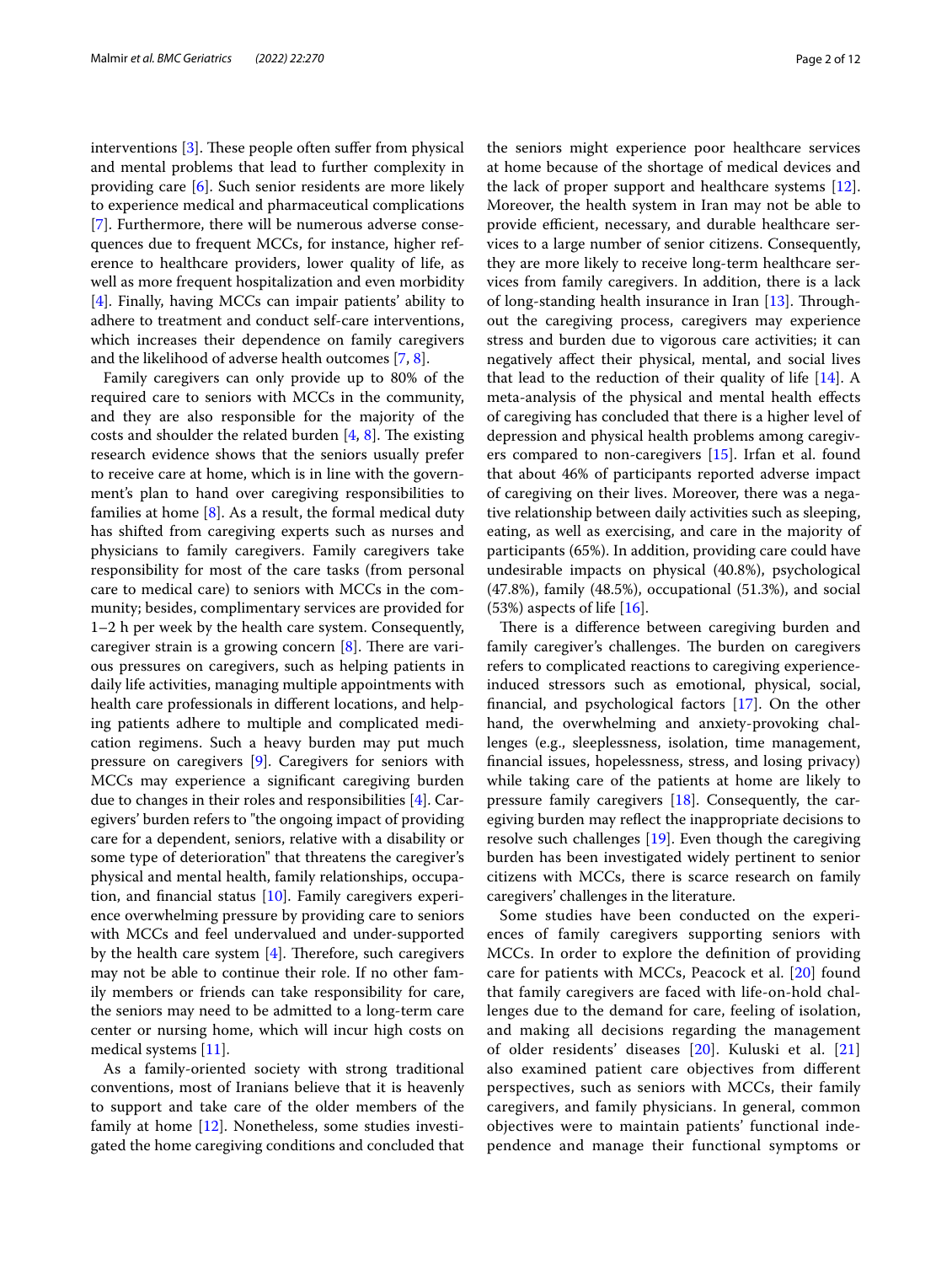interventions [3]. These people often suffer from physical and mental problems that lead to further complexity in providing care [6]. Such senior residents are more likely to experience medical and pharmaceutical complications [7]. Furthermore, there will be numerous adverse consequences due to frequent MCCs, for instance, higher reference to healthcare providers, lower quality of life, as well as more frequent hospitalization and even morbidity [4]. Finally, having MCCs can impair patients' ability to adhere to treatment and conduct self-care interventions, which increases their dependence on family caregivers and the likelihood of adverse health outcomes [7, 8].

Family caregivers can only provide up to 80% of the required care to seniors with MCCs in the community, and they are also responsible for the majority of the costs and shoulder the related burden [4, 8]. The existing research evidence shows that the seniors usually prefer to receive care at home, which is in line with the government's plan to hand over caregiving responsibilities to families at home [8]. As a result, the formal medical duty has shifted from caregiving experts such as nurses and physicians to family caregivers. Family caregivers take responsibility for most of the care tasks (from personal care to medical care) to seniors with MCCs in the community; besides, complimentary services are provided for 1–2 h per week by the health care system. Consequently, caregiver strain is a growing concern [8]. There are various pressures on caregivers, such as helping patients in daily life activities, managing multiple appointments with health care professionals in different locations, and helping patients adhere to multiple and complicated medication regimens. Such a heavy burden may put much pressure on caregivers [9]. Caregivers for seniors with MCCs may experience a significant caregiving burden due to changes in their roles and responsibilities [4]. Caregivers' burden refers to "the ongoing impact of providing care for a dependent, seniors, relative with a disability or some type of deterioration" that threatens the caregiver's physical and mental health, family relationships, occupation, and financial status [10]. Family caregivers experience overwhelming pressure by providing care to seniors with MCCs and feel undervalued and under-supported by the health care system [4]. Therefore, such caregivers may not be able to continue their role. If no other family members or friends can take responsibility for care, the seniors may need to be admitted to a long-term care center or nursing home, which will incur high costs on medical systems [11].

As a family-oriented society with strong traditional conventions, most of Iranians believe that it is heavenly to support and take care of the older members of the family at home [12]. Nonetheless, some studies investigated the home caregiving conditions and concluded that the seniors might experience poor healthcare services at home because of the shortage of medical devices and the lack of proper support and healthcare systems [12]. Moreover, the health system in Iran may not be able to provide efficient, necessary, and durable healthcare services to a large number of senior citizens. Consequently, they are more likely to receive long-term healthcare services from family caregivers. In addition, there is a lack of long-standing health insurance in Iran [13]. Throughout the caregiving process, caregivers may experience stress and burden due to vigorous care activities; it can negatively affect their physical, mental, and social lives that lead to the reduction of their quality of life [14]. A meta-analysis of the physical and mental health effects of caregiving has concluded that there is a higher level of depression and physical health problems among caregivers compared to non-caregivers [15]. Irfan et al. found that about 46% of participants reported adverse impact of caregiving on their lives. Moreover, there was a negative relationship between daily activities such as sleeping, eating, as well as exercising, and care in the majority of participants (65%). In addition, providing care could have undesirable impacts on physical (40.8%), psychological (47.8%), family (48.5%), occupational (51.3%), and social (53%) aspects of life [16].

There is a difference between caregiving burden and family caregiver's challenges. The burden on caregivers refers to complicated reactions to caregiving experience-induced stressors such as emotional, physical, social, financial, and psychological factors [17]. On the other hand, the overwhelming and anxiety-provoking challenges (e.g., sleeplessness, isolation, time management, financial issues, hopelessness, stress, and losing privacy) while taking care of the patients at home are likely to pressure family caregivers [18]. Consequently, the caregiving burden may reflect the inappropriate decisions to resolve such challenges [19]. Even though the caregiving burden has been investigated widely pertinent to senior citizens with MCCs, there is scarce research on family caregivers' challenges in the literature.

Some studies have been conducted on the experiences of family caregivers supporting seniors with MCCs. In order to explore the definition of providing care for patients with MCCs, Peacock et al. [20] found that family caregivers are faced with life-on-hold challenges due to the demand for care, feeling of isolation, and making all decisions regarding the management of older residents' diseases [20]. Kuluski et al. [21] also examined patient care objectives from different perspectives, such as seniors with MCCs, their family caregivers, and family physicians. In general, common objectives were to maintain patients' functional independence and manage their functional symptoms or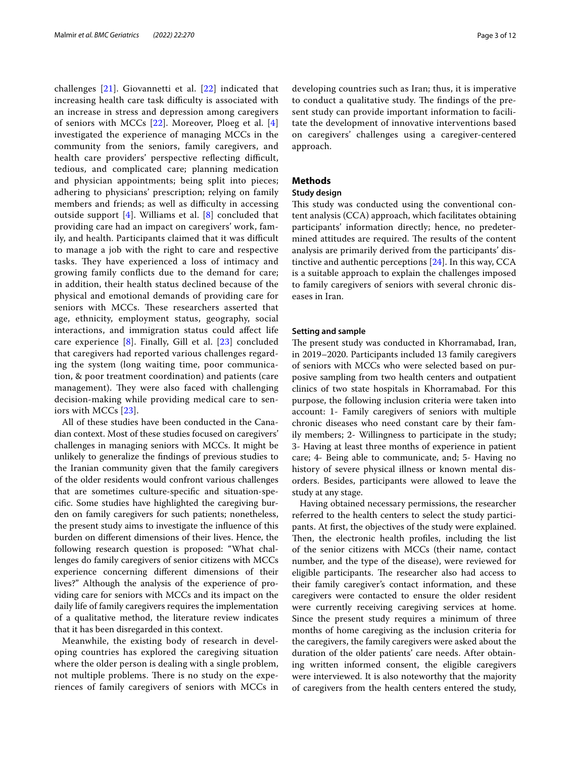challenges [21]. Giovannetti et al. [22] indicated that increasing health care task difficulty is associated with an increase in stress and depression among caregivers of seniors with MCCs [22]. Moreover, Ploeg et al. [4] investigated the experience of managing MCCs in the community from the seniors, family caregivers, and health care providers' perspective reflecting difficult, tedious, and complicated care; planning medication and physician appointments; being split into pieces; adhering to physicians' prescription; relying on family members and friends; as well as difficulty in accessing outside support [4]. Williams et al. [8] concluded that providing care had an impact on caregivers' work, family, and health. Participants claimed that it was difficult to manage a job with the right to care and respective tasks. They have experienced a loss of intimacy and growing family conflicts due to the demand for care; in addition, their health status declined because of the physical and emotional demands of providing care for seniors with MCCs. These researchers asserted that age, ethnicity, employment status, geography, social interactions, and immigration status could affect life care experience [8]. Finally, Gill et al. [23] concluded that caregivers had reported various challenges regarding the system (long waiting time, poor communication, & poor treatment coordination) and patients (care management). They were also faced with challenging decision-making while providing medical care to seniors with MCCs [23].

All of these studies have been conducted in the Canadian context. Most of these studies focused on caregivers' challenges in managing seniors with MCCs. It might be unlikely to generalize the findings of previous studies to the Iranian community given that the family caregivers of the older residents would confront various challenges that are sometimes culture-specific and situation-specific. Some studies have highlighted the caregiving burden on family caregivers for such patients; nonetheless, the present study aims to investigate the influence of this burden on different dimensions of their lives. Hence, the following research question is proposed: "What challenges do family caregivers of senior citizens with MCCs experience concerning different dimensions of their lives?" Although the analysis of the experience of providing care for seniors with MCCs and its impact on the daily life of family caregivers requires the implementation of a qualitative method, the literature review indicates that it has been disregarded in this context.

Meanwhile, the existing body of research in developing countries has explored the caregiving situation where the older person is dealing with a single problem, not multiple problems. There is no study on the experiences of family caregivers of seniors with MCCs in developing countries such as Iran; thus, it is imperative to conduct a qualitative study. The findings of the present study can provide important information to facilitate the development of innovative interventions based on caregivers' challenges using a caregiver-centered approach.

## Methods

### Study design

This study was conducted using the conventional content analysis (CCA) approach, which facilitates obtaining participants' information directly; hence, no predetermined attitudes are required. The results of the content analysis are primarily derived from the participants' distinctive and authentic perceptions [24]. In this way, CCA is a suitable approach to explain the challenges imposed to family caregivers of seniors with several chronic diseases in Iran.

### Setting and sample

The present study was conducted in Khorramabad, Iran, in 2019–2020. Participants included 13 family caregivers of seniors with MCCs who were selected based on purposive sampling from two health centers and outpatient clinics of two state hospitals in Khorramabad. For this purpose, the following inclusion criteria were taken into account: 1- Family caregivers of seniors with multiple chronic diseases who need constant care by their family members; 2- Willingness to participate in the study; 3- Having at least three months of experience in patient care; 4- Being able to communicate, and; 5- Having no history of severe physical illness or known mental disorders. Besides, participants were allowed to leave the study at any stage.

Having obtained necessary permissions, the researcher referred to the health centers to select the study participants. At first, the objectives of the study were explained. Then, the electronic health profiles, including the list of the senior citizens with MCCs (their name, contact number, and the type of the disease), were reviewed for eligible participants. The researcher also had access to their family caregiver's contact information, and these caregivers were contacted to ensure the older resident were currently receiving caregiving services at home. Since the present study requires a minimum of three months of home caregiving as the inclusion criteria for the caregivers, the family caregivers were asked about the duration of the older patients' care needs. After obtaining written informed consent, the eligible caregivers were interviewed. It is also noteworthy that the majority of caregivers from the health centers entered the study,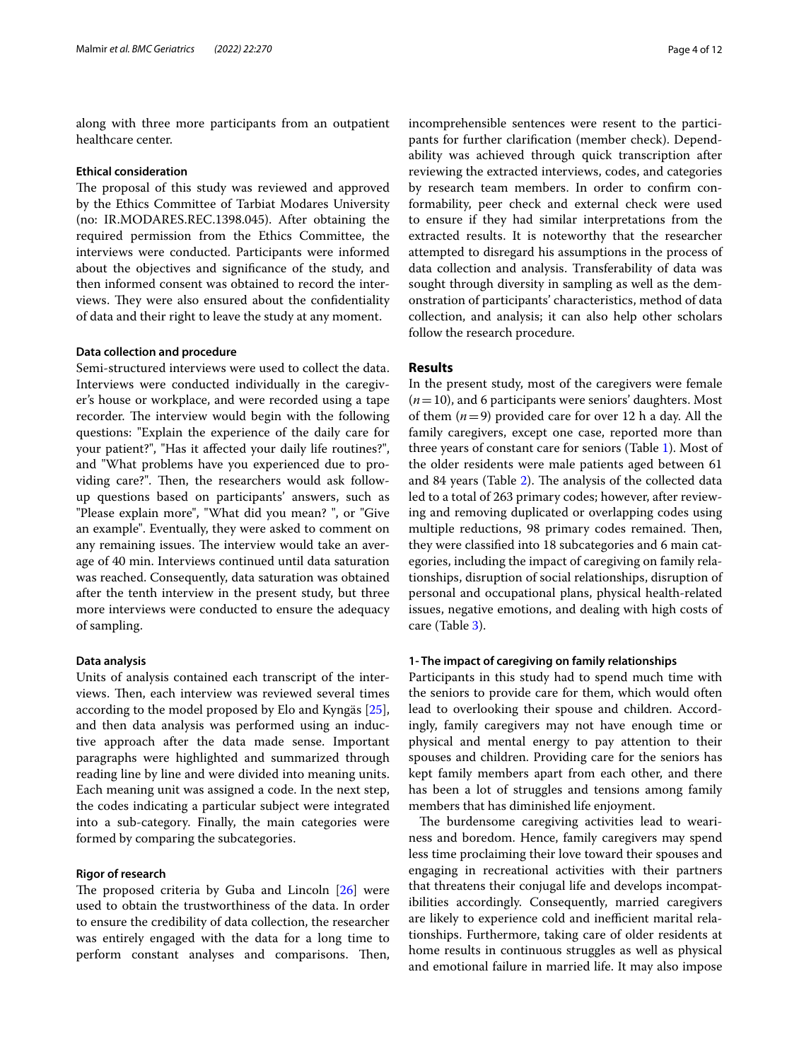along with three more participants from an outpatient healthcare center.

### Ethical consideration

The proposal of this study was reviewed and approved by the Ethics Committee of Tarbiat Modares University (no: IR.MODARES.REC.1398.045). After obtaining the required permission from the Ethics Committee, the interviews were conducted. Participants were informed about the objectives and significance of the study, and then informed consent was obtained to record the interviews. They were also ensured about the confidentiality of data and their right to leave the study at any moment.

### Data collection and procedure

Semi-structured interviews were used to collect the data. Interviews were conducted individually in the caregiver's house or workplace, and were recorded using a tape recorder. The interview would begin with the following questions: "Explain the experience of the daily care for your patient?", "Has it affected your daily life routines?", and "What problems have you experienced due to providing care?". Then, the researchers would ask follow-up questions based on participants' answers, such as "Please explain more", "What did you mean? ", or "Give an example". Eventually, they were asked to comment on any remaining issues. The interview would take an average of 40 min. Interviews continued until data saturation was reached. Consequently, data saturation was obtained after the tenth interview in the present study, but three more interviews were conducted to ensure the adequacy of sampling.

### Data analysis

Units of analysis contained each transcript of the interviews. Then, each interview was reviewed several times according to the model proposed by Elo and Kyngäs [25], and then data analysis was performed using an inductive approach after the data made sense. Important paragraphs were highlighted and summarized through reading line by line and were divided into meaning units. Each meaning unit was assigned a code. In the next step, the codes indicating a particular subject were integrated into a sub-category. Finally, the main categories were formed by comparing the subcategories.

### Rigor of research

The proposed criteria by Guba and Lincoln [26] were used to obtain the trustworthiness of the data. In order to ensure the credibility of data collection, the researcher was entirely engaged with the data for a long time to perform constant analyses and comparisons. Then, incomprehensible sentences were resent to the participants for further clarification (member check). Dependability was achieved through quick transcription after reviewing the extracted interviews, codes, and categories by research team members. In order to confirm conformability, peer check and external check were used to ensure if they had similar interpretations from the extracted results. It is noteworthy that the researcher attempted to disregard his assumptions in the process of data collection and analysis. Transferability of data was sought through diversity in sampling as well as the demonstration of participants' characteristics, method of data collection, and analysis; it can also help other scholars follow the research procedure.

## Results

In the present study, most of the caregivers were female ($n=10$), and 6 participants were seniors' daughters. Most of them ($n=9$) provided care for over 12 h a day. All the family caregivers, except one case, reported more than three years of constant care for seniors (Table 1). Most of the older residents were male patients aged between 61 and 84 years (Table 2). The analysis of the collected data led to a total of 263 primary codes; however, after reviewing and removing duplicated or overlapping codes using multiple reductions, 98 primary codes remained. Then, they were classified into 18 subcategories and 6 main categories, including the impact of caregiving on family relationships, disruption of social relationships, disruption of personal and occupational plans, physical health-related issues, negative emotions, and dealing with high costs of care (Table 3).

### 1- The impact of caregiving on family relationships

Participants in this study had to spend much time with the seniors to provide care for them, which would often lead to overlooking their spouse and children. Accordingly, family caregivers may not have enough time or physical and mental energy to pay attention to their spouses and children. Providing care for the seniors has kept family members apart from each other, and there has been a lot of struggles and tensions among family members that has diminished life enjoyment.

The burdensome caregiving activities lead to weariness and boredom. Hence, family caregivers may spend less time proclaiming their love toward their spouses and engaging in recreational activities with their partners that threatens their conjugal life and develops incompatibilities accordingly. Consequently, married caregivers are likely to experience cold and inefficient marital relationships. Furthermore, taking care of older residents at home results in continuous struggles as well as physical and emotional failure in married life. It may also impose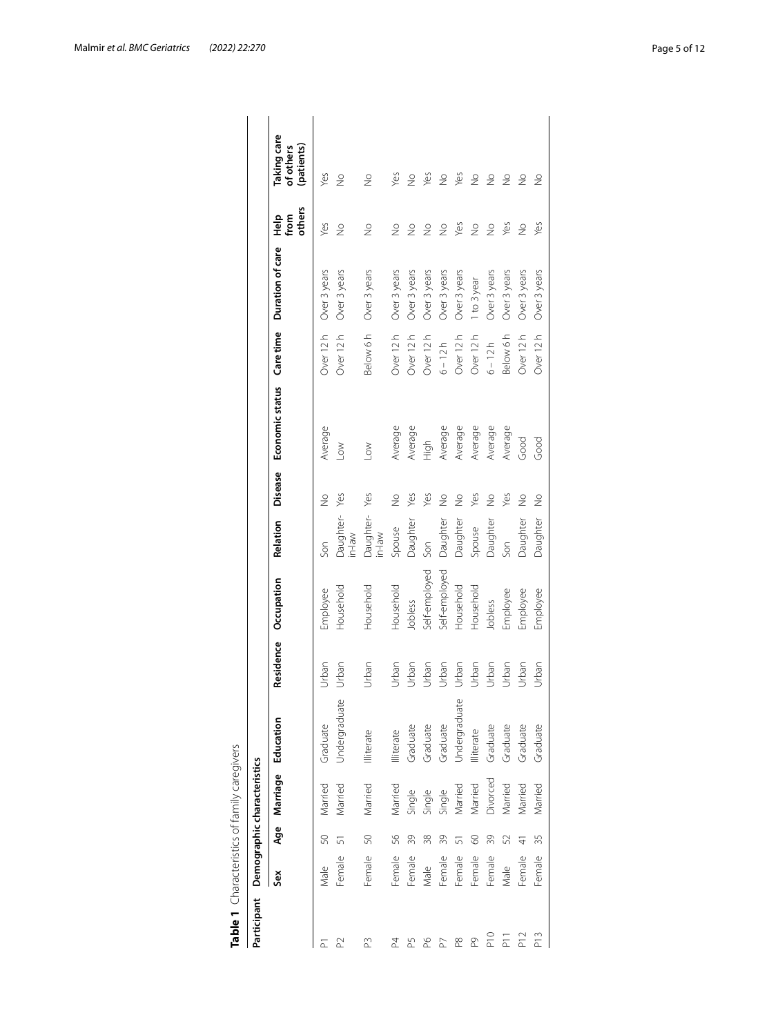**Table 1** Characteristics of family caregivers

| Participant | Demographic characteristics | | | | | | | | | | | | |
|---|---|---|---|---|---|---|---|---|---|---|---|---|---|
| | Sex | Age | Marriage | Education | Residence | Occupation | Relation | Disease | Economic status | Care time | Duration of care | Help from others | Taking care of others (patients) |
| P1 | Male | 50 | Married | Graduate | Urban | Employee | Son | No | Average | Over 12 h | Over 3 years | Yes | Yes |
| P2 | Female | 51 | Married | Undergraduate | Urban | Household | Daughter-in-law | Yes | Low | Over 12 h | Over 3 years | No | No |
| P3 | Female | 50 | Married | Illiterate | Urban | Household | Daughter-in-law | Yes | Low | Below 6 h | Over 3 years | No | No |
| P4 | Female | 56 | Married | Illiterate | Urban | Household | Spouse | No | Average | Over 12 h | Over 3 years | No | Yes |
| P5 | Female | 39 | Single | Graduate | Urban | Jobless | Daughter | Yes | Average | Over 12 h | Over 3 years | No | No |
| P6 | Male | 38 | Single | Graduate | Urban | Self-employed | Son | Yes | High | Over 12 h | Over 3 years | No | Yes |
| P7 | Female | 39 | Single | Graduate | Urban | Self-employed | Daughter | No | Average | 6 – 12 h | Over 3 years | No | No |
| P8 | Female | 51 | Married | Undergraduate | Urban | Household | Daughter | No | Average | Over 12 h | Over 3 years | Yes | Yes |
| P9 | Female | 60 | Married | Illiterate | Urban | Household | Spouse | Yes | Average | Over 12 h | 1 to 3 year | No | No |
| P10 | Female | 39 | Divorced | Graduate | Urban | Jobless | Daughter | No | Average | 6 – 12 h | Over 3 years | No | No |
| P11 | Male | 52 | Married | Graduate | Urban | Employee | Son | Yes | Average | Below 6 h | Over 3 years | Yes | No |
| P12 | Female | 41 | Married | Graduate | Urban | Employee | Daughter | No | Good | Over 12 h | Over 3 years | No | No |
| P13 | Female | 35 | Married | Graduate | Urban | Employee | Daughter | No | Good | Over 12 h | Over 3 years | Yes | No |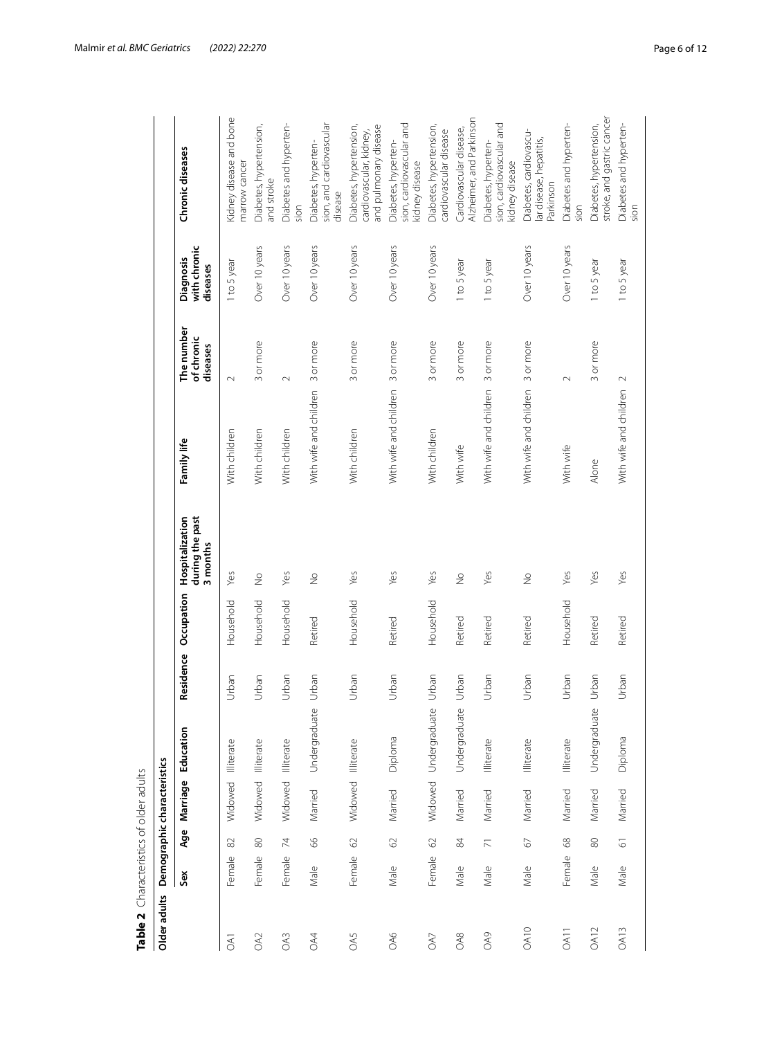**Table 2** Characteristics of older adults

| Older adults | Demographic characteristics | | | | | | | | | | | |
|---|---|---|---|---|---|---|---|---|---|---|---|---|
| | Sex | Age | Marriage | Education | Residence | Occupation | Hospitalization during the past 3 months | Family life | The number of chronic diseases | Diagnosis with chronic diseases | Chronic diseases |
| OA1 | Female | 82 | Widowed | Illiterate | Urban | Household | Yes | With children | 2 | 1 to 5 year | Kidney disease and bone marrow cancer |
| OA2 | Female | 80 | Widowed | Illiterate | Urban | Household | No | With children | 3 or more | Over 10 years | Diabetes, hypertension, and stroke |
| OA3 | Female | 74 | Widowed | Illiterate | Urban | Household | Yes | With children | 2 | Over 10 years | Diabetes and hypertension |
| OA4 | Male | 66 | Married | Undergraduate | Urban | Retired | No | With wife and children | 3 or more | Over 10 years | Diabetes, hypertension, and cardiovascular disease |
| OA5 | Female | 62 | Widowed | Illiterate | Urban | Household | Yes | With children | 3 or more | Over 10 years | Diabetes, hypertension, cardiovascular, kidney, and pulmonary disease |
| OA6 | Male | 62 | Married | Diploma | Urban | Retired | Yes | With wife and children | 3 or more | Over 10 years | Diabetes, hypertension, cardiovascular and kidney disease |
| OA7 | Female | 62 | Widowed | Undergraduate | Urban | Household | Yes | With children | 3 or more | Over 10 years | Diabetes, hypertension, cardiovascular disease |
| OA8 | Male | 84 | Married | Undergraduate | Urban | Retired | No | With wife | 3 or more | 1 to 5 year | Cardiovascular disease, Alzheimer, and Parkinson |
| OA9 | Male | 71 | Married | Illiterate | Urban | Retired | Yes | With wife and children | 3 or more | 1 to 5 year | Diabetes, hypertension, cardiovascular and kidney disease |
| OA10 | Male | 67 | Married | Illiterate | Urban | Retired | No | With wife and children | 3 or more | Over 10 years | Diabetes, cardiovascular disease, hepatitis, Parkinson |
| OA11 | Female | 68 | Married | Illiterate | Urban | Household | Yes | With wife | 2 | Over 10 years | Diabetes and hypertension |
| OA12 | Male | 80 | Married | Undergraduate | Urban | Retired | Yes | Alone | 3 or more | 1 to 5 year | Diabetes, hypertension, stroke, and gastric cancer |
| OA13 | Male | 61 | Married | Diploma | Urban | Retired | Yes | With wife and children | 2 | 1 to 5 year | Diabetes and hypertension |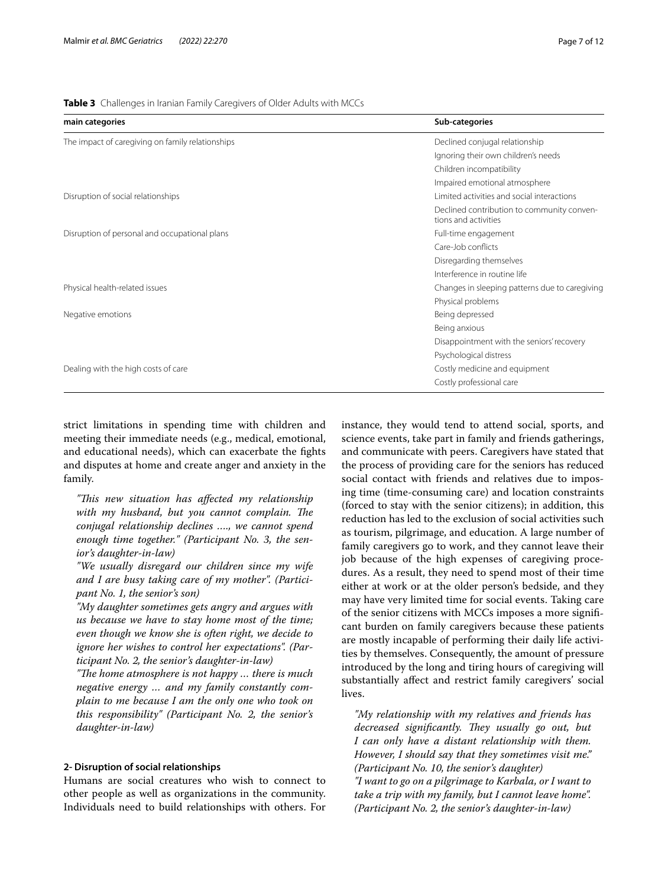**Table 3** Challenges in Iranian Family Caregivers of Older Adults with MCCs

| main categories | Sub-categories |
|---|---|
| The impact of caregiving on family relationships | Declined conjugal relationship |
| | Ignoring their own children's needs |
| | Children incompatibility |
| | Impaired emotional atmosphere |
| Disruption of social relationships | Limited activities and social interactions |
| | Declined contribution to community conventions and activities |
| Disruption of personal and occupational plans | Full-time engagement |
| | Care-Job conflicts |
| | Disregarding themselves |
| | Interference in routine life |
| Physical health-related issues | Changes in sleeping patterns due to caregiving |
| | Physical problems |
| Negative emotions | Being depressed |
| | Being anxious |
| | Disappointment with the seniors' recovery |
| | Psychological distress |
| Dealing with the high costs of care | Costly medicine and equipment |
| | Costly professional care |

strict limitations in spending time with children and meeting their immediate needs (e.g., medical, emotional, and educational needs), which can exacerbate the fights and disputes at home and create anger and anxiety in the family.

> *"This new situation has affected my relationship with my husband, but you cannot complain. The conjugal relationship declines …., we cannot spend enough time together." (Participant No. 3, the senior's daughter-in-law)*
>
> *"We usually disregard our children since my wife and I are busy taking care of my mother". (Participant No. 1, the senior's son)*
>
> *"My daughter sometimes gets angry and argues with us because we have to stay home most of the time; even though we know she is often right, we decide to ignore her wishes to control her expectations". (Participant No. 2, the senior's daughter-in-law)*
>
> *"The home atmosphere is not happy … there is much negative energy … and my family constantly complain to me because I am the only one who took on this responsibility" (Participant No. 2, the senior's daughter-in-law)*

#### 2- Disruption of social relationships

Humans are social creatures who wish to connect to other people as well as organizations in the community. Individuals need to build relationships with others. For instance, they would tend to attend social, sports, and science events, take part in family and friends gatherings, and communicate with peers. Caregivers have stated that the process of providing care for the seniors has reduced social contact with friends and relatives due to imposing time (time-consuming care) and location constraints (forced to stay with the senior citizens); in addition, this reduction has led to the exclusion of social activities such as tourism, pilgrimage, and education. A large number of family caregivers go to work, and they cannot leave their job because of the high expenses of caregiving procedures. As a result, they need to spend most of their time either at work or at the older person's bedside, and they may have very limited time for social events. Taking care of the senior citizens with MCCs imposes a more significant burden on family caregivers because these patients are mostly incapable of performing their daily life activities by themselves. Consequently, the amount of pressure introduced by the long and tiring hours of caregiving will substantially affect and restrict family caregivers' social lives.

> *"My relationship with my relatives and friends has decreased significantly. They usually go out, but I can only have a distant relationship with them. However, I should say that they sometimes visit me." (Participant No. 10, the senior's daughter)*
>
> *"I want to go on a pilgrimage to Karbala, or I want to take a trip with my family, but I cannot leave home". (Participant No. 2, the senior's daughter-in-law)*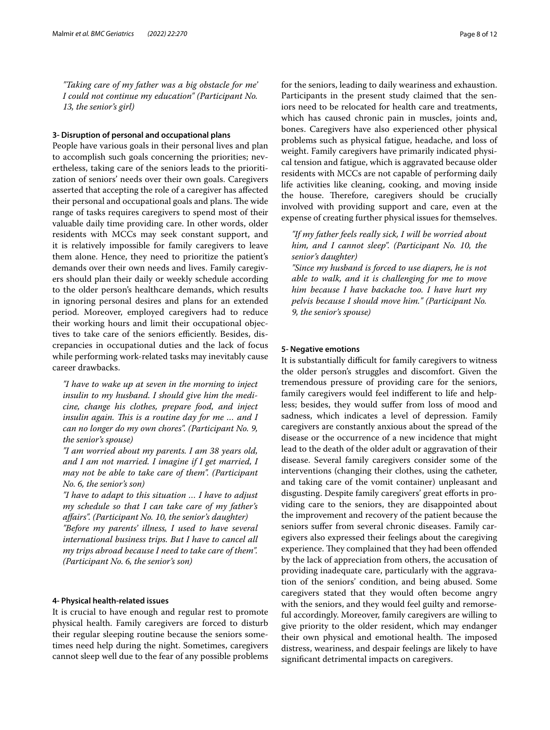*"Taking care of my father was a big obstacle for me' I could not continue my education" (Participant No. 13, the senior's girl)*

#### 3- Disruption of personal and occupational plans

People have various goals in their personal lives and plan to accomplish such goals concerning the priorities; nevertheless, taking care of the seniors leads to the prioritization of seniors' needs over their own goals. Caregivers asserted that accepting the role of a caregiver has affected their personal and occupational goals and plans. The wide range of tasks requires caregivers to spend most of their valuable daily time providing care. In other words, older residents with MCCs may seek constant support, and it is relatively impossible for family caregivers to leave them alone. Hence, they need to prioritize the patient's demands over their own needs and lives. Family caregivers should plan their daily or weekly schedule according to the older person's healthcare demands, which results in ignoring personal desires and plans for an extended period. Moreover, employed caregivers had to reduce their working hours and limit their occupational objectives to take care of the seniors efficiently. Besides, discrepancies in occupational duties and the lack of focus while performing work-related tasks may inevitably cause career drawbacks.

*"I have to wake up at seven in the morning to inject insulin to my husband. I should give him the medicine, change his clothes, prepare food, and inject insulin again. This is a routine day for me … and I can no longer do my own chores". (Participant No. 9, the senior's spouse)*

*"I am worried about my parents. I am 38 years old, and I am not married. I imagine if I get married, I may not be able to take care of them". (Participant No. 6, the senior's son)*

*"I have to adapt to this situation … I have to adjust my schedule so that I can take care of my father's affairs". (Participant No. 10, the senior's daughter)*

*"Before my parents' illness, I used to have several international business trips. But I have to cancel all my trips abroad because I need to take care of them". (Participant No. 6, the senior's son)*

#### 4- Physical health-related issues

It is crucial to have enough and regular rest to promote physical health. Family caregivers are forced to disturb their regular sleeping routine because the seniors sometimes need help during the night. Sometimes, caregivers cannot sleep well due to the fear of any possible problems for the seniors, leading to daily weariness and exhaustion. Participants in the present study claimed that the seniors need to be relocated for health care and treatments, which has caused chronic pain in muscles, joints and, bones. Caregivers have also experienced other physical problems such as physical fatigue, headache, and loss of weight. Family caregivers have primarily indicated physical tension and fatigue, which is aggravated because older residents with MCCs are not capable of performing daily life activities like cleaning, cooking, and moving inside the house. Therefore, caregivers should be crucially involved with providing support and care, even at the expense of creating further physical issues for themselves.

*"If my father feels really sick, I will be worried about him, and I cannot sleep". (Participant No. 10, the senior's daughter)*

*"Since my husband is forced to use diapers, he is not able to walk, and it is challenging for me to move him because I have backache too. I have hurt my pelvis because I should move him." (Participant No. 9, the senior's spouse)*

#### 5- Negative emotions

It is substantially difficult for family caregivers to witness the older person's struggles and discomfort. Given the tremendous pressure of providing care for the seniors, family caregivers would feel indifferent to life and helpless; besides, they would suffer from loss of mood and sadness, which indicates a level of depression. Family caregivers are constantly anxious about the spread of the disease or the occurrence of a new incidence that might lead to the death of the older adult or aggravation of their disease. Several family caregivers consider some of the interventions (changing their clothes, using the catheter, and taking care of the vomit container) unpleasant and disgusting. Despite family caregivers' great efforts in providing care to the seniors, they are disappointed about the improvement and recovery of the patient because the seniors suffer from several chronic diseases. Family caregivers also expressed their feelings about the caregiving experience. They complained that they had been offended by the lack of appreciation from others, the accusation of providing inadequate care, particularly with the aggravation of the seniors' condition, and being abused. Some caregivers stated that they would often become angry with the seniors, and they would feel guilty and remorseful accordingly. Moreover, family caregivers are willing to give priority to the older resident, which may endanger their own physical and emotional health. The imposed distress, weariness, and despair feelings are likely to have significant detrimental impacts on caregivers.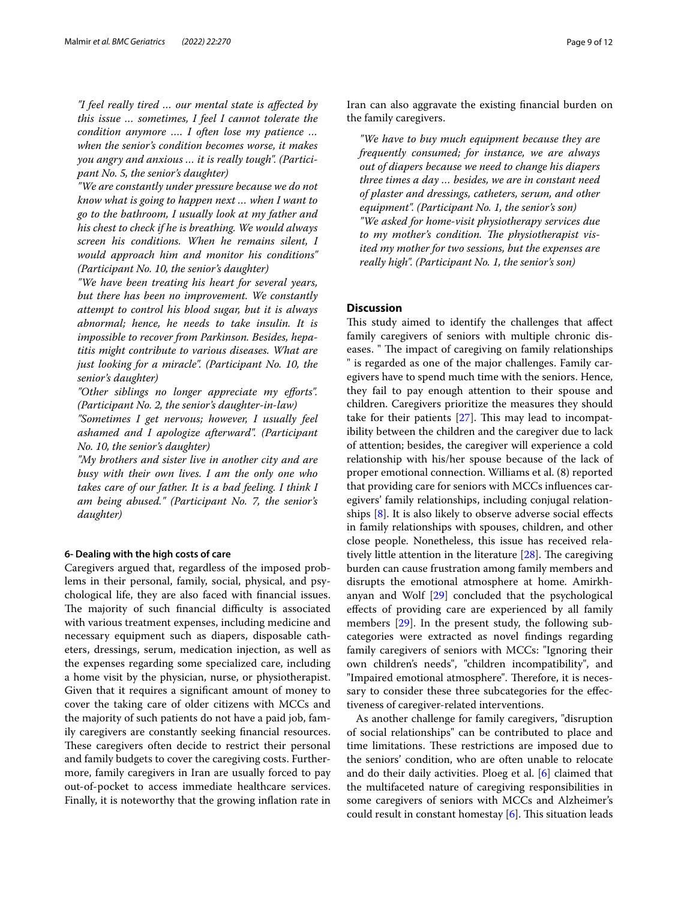*"I feel really tired … our mental state is affected by this issue … sometimes, I feel I cannot tolerate the condition anymore …. I often lose my patience … when the senior's condition becomes worse, it makes you angry and anxious … it is really tough". (Participant No. 5, the senior's daughter)*

*"We are constantly under pressure because we do not know what is going to happen next … when I want to go to the bathroom, I usually look at my father and his chest to check if he is breathing. We would always screen his conditions. When he remains silent, I would approach him and monitor his conditions" (Participant No. 10, the senior's daughter)*

*"We have been treating his heart for several years, but there has been no improvement. We constantly attempt to control his blood sugar, but it is always abnormal; hence, he needs to take insulin. It is impossible to recover from Parkinson. Besides, hepatitis might contribute to various diseases. What are just looking for a miracle". (Participant No. 10, the senior's daughter)*

*"Other siblings no longer appreciate my efforts". (Participant No. 2, the senior's daughter-in-law)*

*"Sometimes I get nervous; however, I usually feel ashamed and I apologize afterward". (Participant No. 10, the senior's daughter)*

*"My brothers and sister live in another city and are busy with their own lives. I am the only one who takes care of our father. It is a bad feeling. I think I am being abused." (Participant No. 7, the senior's daughter)*

#### 6- Dealing with the high costs of care

Caregivers argued that, regardless of the imposed problems in their personal, family, social, physical, and psychological life, they are also faced with financial issues. The majority of such financial difficulty is associated with various treatment expenses, including medicine and necessary equipment such as diapers, disposable catheters, dressings, serum, medication injection, as well as the expenses regarding some specialized care, including a home visit by the physician, nurse, or physiotherapist. Given that it requires a significant amount of money to cover the taking care of older citizens with MCCs and the majority of such patients do not have a paid job, family caregivers are constantly seeking financial resources. These caregivers often decide to restrict their personal and family budgets to cover the caregiving costs. Furthermore, family caregivers in Iran are usually forced to pay out-of-pocket to access immediate healthcare services. Finally, it is noteworthy that the growing inflation rate in Iran can also aggravate the existing financial burden on the family caregivers.

*"We have to buy much equipment because they are frequently consumed; for instance, we are always out of diapers because we need to change his diapers three times a day … besides, we are in constant need of plaster and dressings, catheters, serum, and other equipment". (Participant No. 1, the senior's son)*

*"We asked for home-visit physiotherapy services due to my mother's condition. The physiotherapist visited my mother for two sessions, but the expenses are really high". (Participant No. 1, the senior's son)*

## Discussion

This study aimed to identify the challenges that affect family caregivers of seniors with multiple chronic diseases. " The impact of caregiving on family relationships " is regarded as one of the major challenges. Family caregivers have to spend much time with the seniors. Hence, they fail to pay enough attention to their spouse and children. Caregivers prioritize the measures they should take for their patients [27]. This may lead to incompatibility between the children and the caregiver due to lack of attention; besides, the caregiver will experience a cold relationship with his/her spouse because of the lack of proper emotional connection. Williams et al. (8) reported that providing care for seniors with MCCs influences caregivers' family relationships, including conjugal relationships [8]. It is also likely to observe adverse social effects in family relationships with spouses, children, and other close people. Nonetheless, this issue has received relatively little attention in the literature [28]. The caregiving burden can cause frustration among family members and disrupts the emotional atmosphere at home. Amirkhanyan and Wolf [29] concluded that the psychological effects of providing care are experienced by all family members [29]. In the present study, the following subcategories were extracted as novel findings regarding family caregivers of seniors with MCCs: "Ignoring their own children's needs", "children incompatibility", and "Impaired emotional atmosphere". Therefore, it is necessary to consider these three subcategories for the effectiveness of caregiver-related interventions.

As another challenge for family caregivers, "disruption of social relationships" can be contributed to place and time limitations. These restrictions are imposed due to the seniors' condition, who are often unable to relocate and do their daily activities. Ploeg et al. [6] claimed that the multifaceted nature of caregiving responsibilities in some caregivers of seniors with MCCs and Alzheimer's could result in constant homestay [6]. This situation leads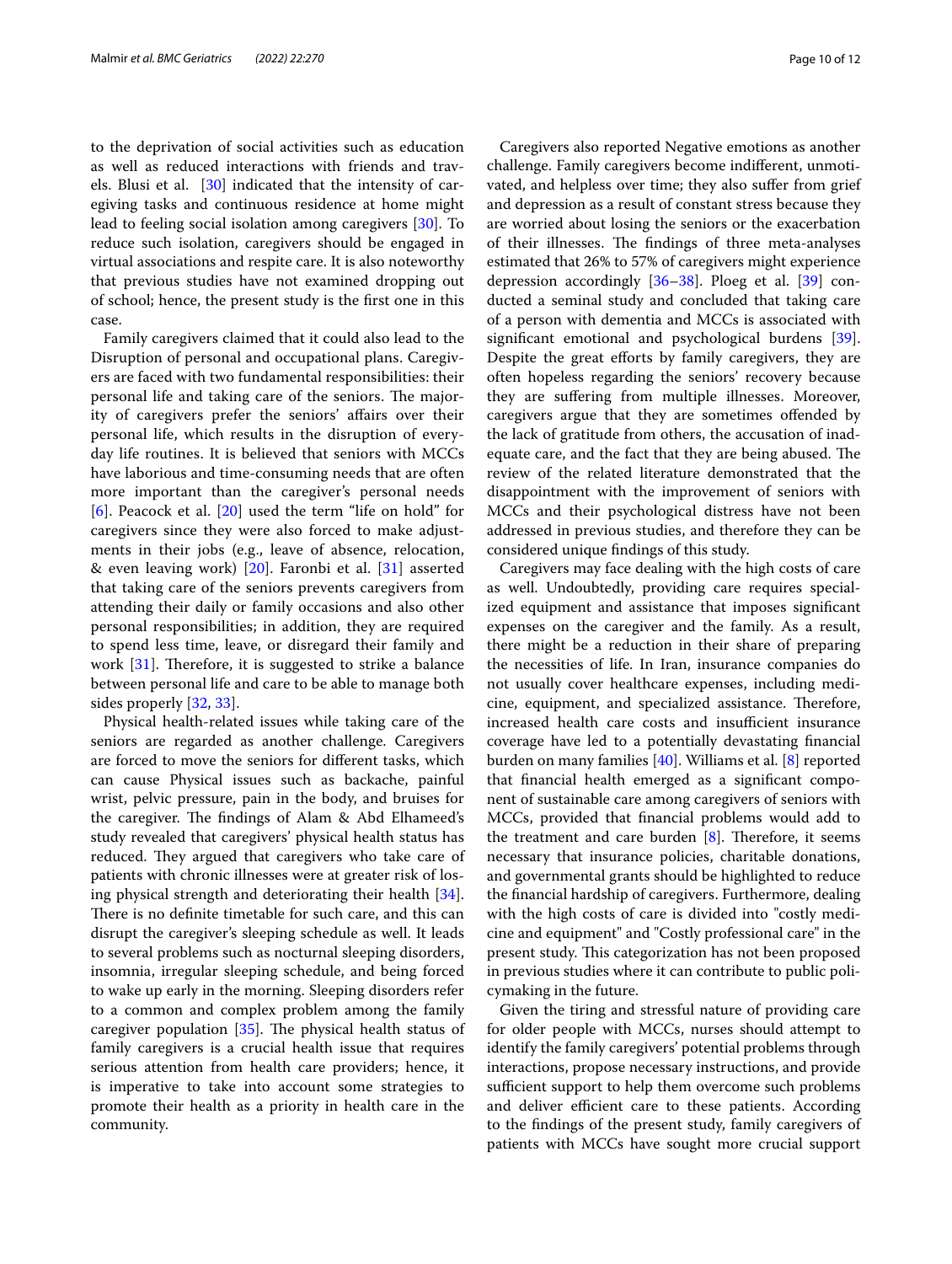to the deprivation of social activities such as education as well as reduced interactions with friends and travels. Blusi et al. [30] indicated that the intensity of caregiving tasks and continuous residence at home might lead to feeling social isolation among caregivers [30]. To reduce such isolation, caregivers should be engaged in virtual associations and respite care. It is also noteworthy that previous studies have not examined dropping out of school; hence, the present study is the first one in this case.

Family caregivers claimed that it could also lead to the Disruption of personal and occupational plans. Caregivers are faced with two fundamental responsibilities: their personal life and taking care of the seniors. The majority of caregivers prefer the seniors' affairs over their personal life, which results in the disruption of everyday life routines. It is believed that seniors with MCCs have laborious and time-consuming needs that are often more important than the caregiver's personal needs [6]. Peacock et al. [20] used the term "life on hold" for caregivers since they were also forced to make adjustments in their jobs (e.g., leave of absence, relocation, & even leaving work) [20]. Faronbi et al. [31] asserted that taking care of the seniors prevents caregivers from attending their daily or family occasions and also other personal responsibilities; in addition, they are required to spend less time, leave, or disregard their family and work [31]. Therefore, it is suggested to strike a balance between personal life and care to be able to manage both sides properly [32, 33].

Physical health-related issues while taking care of the seniors are regarded as another challenge. Caregivers are forced to move the seniors for different tasks, which can cause Physical issues such as backache, painful wrist, pelvic pressure, pain in the body, and bruises for the caregiver. The findings of Alam & Abd Elhameed's study revealed that caregivers' physical health status has reduced. They argued that caregivers who take care of patients with chronic illnesses were at greater risk of losing physical strength and deteriorating their health [34]. There is no definite timetable for such care, and this can disrupt the caregiver's sleeping schedule as well. It leads to several problems such as nocturnal sleeping disorders, insomnia, irregular sleeping schedule, and being forced to wake up early in the morning. Sleeping disorders refer to a common and complex problem among the family caregiver population [35]. The physical health status of family caregivers is a crucial health issue that requires serious attention from health care providers; hence, it is imperative to take into account some strategies to promote their health as a priority in health care in the community.

Caregivers also reported Negative emotions as another challenge. Family caregivers become indifferent, unmotivated, and helpless over time; they also suffer from grief and depression as a result of constant stress because they are worried about losing the seniors or the exacerbation of their illnesses. The findings of three meta-analyses estimated that 26% to 57% of caregivers might experience depression accordingly [36–38]. Ploeg et al. [39] conducted a seminal study and concluded that taking care of a person with dementia and MCCs is associated with significant emotional and psychological burdens [39]. Despite the great efforts by family caregivers, they are often hopeless regarding the seniors' recovery because they are suffering from multiple illnesses. Moreover, caregivers argue that they are sometimes offended by the lack of gratitude from others, the accusation of inadequate care, and the fact that they are being abused. The review of the related literature demonstrated that the disappointment with the improvement of seniors with MCCs and their psychological distress have not been addressed in previous studies, and therefore they can be considered unique findings of this study.

Caregivers may face dealing with the high costs of care as well. Undoubtedly, providing care requires specialized equipment and assistance that imposes significant expenses on the caregiver and the family. As a result, there might be a reduction in their share of preparing the necessities of life. In Iran, insurance companies do not usually cover healthcare expenses, including medicine, equipment, and specialized assistance. Therefore, increased health care costs and insufficient insurance coverage have led to a potentially devastating financial burden on many families [40]. Williams et al. [8] reported that financial health emerged as a significant component of sustainable care among caregivers of seniors with MCCs, provided that financial problems would add to the treatment and care burden [8]. Therefore, it seems necessary that insurance policies, charitable donations, and governmental grants should be highlighted to reduce the financial hardship of caregivers. Furthermore, dealing with the high costs of care is divided into "costly medicine and equipment" and "Costly professional care" in the present study. This categorization has not been proposed in previous studies where it can contribute to public policymaking in the future.

Given the tiring and stressful nature of providing care for older people with MCCs, nurses should attempt to identify the family caregivers' potential problems through interactions, propose necessary instructions, and provide sufficient support to help them overcome such problems and deliver efficient care to these patients. According to the findings of the present study, family caregivers of patients with MCCs have sought more crucial support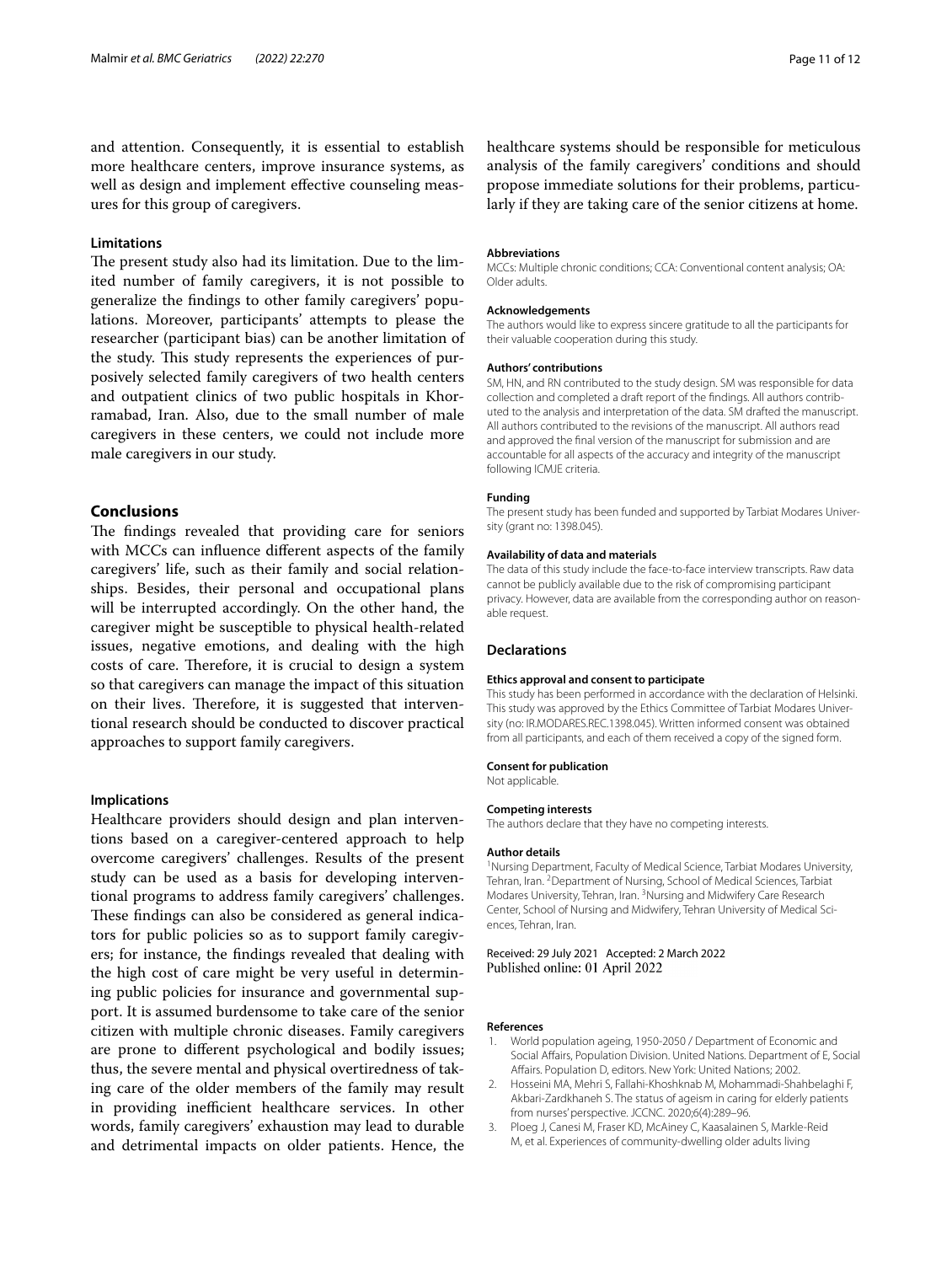and attention. Consequently, it is essential to establish more healthcare centers, improve insurance systems, as well as design and implement effective counseling measures for this group of caregivers.

### Limitations

The present study also had its limitation. Due to the limited number of family caregivers, it is not possible to generalize the findings to other family caregivers' populations. Moreover, participants' attempts to please the researcher (participant bias) can be another limitation of the study. This study represents the experiences of purposively selected family caregivers of two health centers and outpatient clinics of two public hospitals in Khorramabad, Iran. Also, due to the small number of male caregivers in these centers, we could not include more male caregivers in our study.

## Conclusions

The findings revealed that providing care for seniors with MCCs can influence different aspects of the family caregivers' life, such as their family and social relationships. Besides, their personal and occupational plans will be interrupted accordingly. On the other hand, the caregiver might be susceptible to physical health-related issues, negative emotions, and dealing with the high costs of care. Therefore, it is crucial to design a system so that caregivers can manage the impact of this situation on their lives. Therefore, it is suggested that interventional research should be conducted to discover practical approaches to support family caregivers.

### Implications

Healthcare providers should design and plan interventions based on a caregiver-centered approach to help overcome caregivers' challenges. Results of the present study can be used as a basis for developing interventional programs to address family caregivers' challenges. These findings can also be considered as general indicators for public policies so as to support family caregivers; for instance, the findings revealed that dealing with the high cost of care might be very useful in determining public policies for insurance and governmental support. It is assumed burdensome to take care of the senior citizen with multiple chronic diseases. Family caregivers are prone to different psychological and bodily issues; thus, the severe mental and physical overtiredness of taking care of the older members of the family may result in providing inefficient healthcare services. In other words, family caregivers' exhaustion may lead to durable and detrimental impacts on older patients. Hence, the healthcare systems should be responsible for meticulous analysis of the family caregivers' conditions and should propose immediate solutions for their problems, particularly if they are taking care of the senior citizens at home.

#### Abbreviations

MCCs: Multiple chronic conditions; CCA: Conventional content analysis; OA: Older adults.

#### Acknowledgements

The authors would like to express sincere gratitude to all the participants for their valuable cooperation during this study.

#### Authors' contributions

SM, HN, and RN contributed to the study design. SM was responsible for data collection and completed a draft report of the findings. All authors contributed to the analysis and interpretation of the data. SM drafted the manuscript. All authors contributed to the revisions of the manuscript. All authors read and approved the final version of the manuscript for submission and are accountable for all aspects of the accuracy and integrity of the manuscript following ICMJE criteria.

#### Funding

The present study has been funded and supported by Tarbiat Modares University (grant no: 1398.045).

#### Availability of data and materials

The data of this study include the face-to-face interview transcripts. Raw data cannot be publicly available due to the risk of compromising participant privacy. However, data are available from the corresponding author on reasonable request.

### Declarations

#### Ethics approval and consent to participate

This study has been performed in accordance with the declaration of Helsinki. This study was approved by the Ethics Committee of Tarbiat Modares University (no: IR.MODARES.REC.1398.045). Written informed consent was obtained from all participants, and each of them received a copy of the signed form.

#### Consent for publication

Not applicable.

#### Competing interests

The authors declare that they have no competing interests.

#### Author details

[1]Nursing Department, Faculty of Medical Science, Tarbiat Modares University, Tehran, Iran. [2]Department of Nursing, School of Medical Sciences, Tarbiat Modares University, Tehran, Iran. [3]Nursing and Midwifery Care Research Center, School of Nursing and Midwifery, Tehran University of Medical Sciences, Tehran, Iran.

Received: 29 July 2021 Accepted: 2 March 2022
Published online: 01 April 2022

#### References

1. World population ageing, 1950-2050 / Department of Economic and Social Affairs, Population Division. United Nations. Department of E, Social Affairs. Population D, editors. New York: United Nations; 2002.
2. Hosseini MA, Mehri S, Fallahi-Khoshknab M, Mohammadi-Shahbelaghi F, Akbari-Zardkhaneh S. The status of ageism in caring for elderly patients from nurses' perspective. JCCNC. 2020;6(4):289–96.
3. Ploeg J, Canesi M, Fraser KD, McAiney C, Kaasalainen S, Markle-Reid M, et al. Experiences of community-dwelling older adults living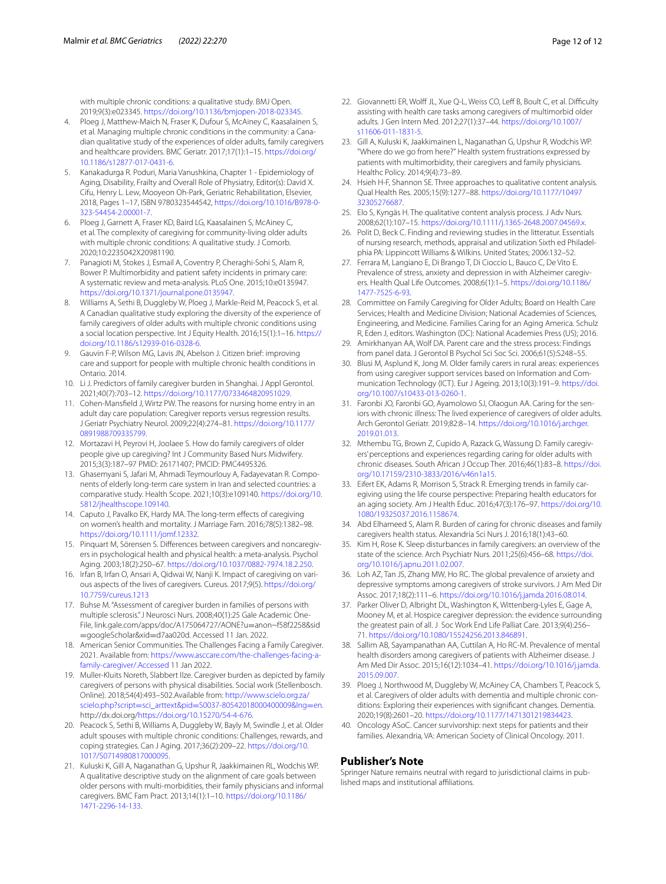with multiple chronic conditions: a qualitative study. BMJ Open. 2019;9(3):e023345. https://doi.org/10.1136/bmjopen-2018-023345.

4. Ploeg J, Matthew-Maich N, Fraser K, Dufour S, McAiney C, Kaasalainen S, et al. Managing multiple chronic conditions in the community: a Canadian qualitative study of the experiences of older adults, family caregivers and healthcare providers. BMC Geriatr. 2017;17(1):1–15. https://doi.org/10.1186/s12877-017-0431-6.
5. Kanakadurga R. Poduri, Maria Vanushkina, Chapter 1 - Epidemiology of Aging, Disability, Frailty and Overall Role of Physiatry, Editor(s): David X. Cifu, Henry L. Lew, Mooyeon Oh-Park, Geriatric Rehabilitation, Elsevier, 2018, Pages 1–17, ISBN 9780323544542, https://doi.org/10.1016/B978-0-323-54454-2.00001-7.
6. Ploeg J, Garnett A, Fraser KD, Baird LG, Kaasalainen S, McAiney C, et al. The complexity of caregiving for community-living older adults with multiple chronic conditions: A qualitative study. J Comorb. 2020;10:2235042X20981190.
7. Panagioti M, Stokes J, Esmail A, Coventry P, Cheraghi-Sohi S, Alam R, Bower P. Multimorbidity and patient safety incidents in primary care: A systematic review and meta-analysis. PLoS One. 2015;10:e0135947. https://doi.org/10.1371/journal.pone.0135947.
8. Williams A, Sethi B, Duggleby W, Ploeg J, Markle-Reid M, Peacock S, et al. A Canadian qualitative study exploring the diversity of the experience of family caregivers of older adults with multiple chronic conditions using a social location perspective. Int J Equity Health. 2016;15(1):1–16. https://doi.org/10.1186/s12939-016-0328-6.
9. Gauvin F-P, Wilson MG, Lavis JN, Abelson J. Citizen brief: improving care and support for people with multiple chronic health conditions in Ontario. 2014.
10. Li J. Predictors of family caregiver burden in Shanghai. J Appl Gerontol. 2021;40(7):703–12. https://doi.org/10.1177/0733464820951029.
11. Cohen-Mansfield J, Wirtz PW. The reasons for nursing home entry in an adult day care population: Caregiver reports versus regression results. J Geriatr Psychiatry Neurol. 2009;22(4):274–81. https://doi.org/10.1177/0891988709335799.
12. Mortazavi H, Peyrovi H, Joolaee S. How do family caregivers of older people give up caregiving? Int J Community Based Nurs Midwifery. 2015;3(3):187–97 PMID: 26171407; PMCID: PMC4495326.
13. Ghasemyani S, Jafari M, Ahmadi Teymourlouy A, Fadayevatan R. Components of elderly long-term care system in Iran and selected countries: a comparative study. Health Scope. 2021;10(3):e109140. https://doi.org/10.5812/jhealthscope.109140.
14. Caputo J, Pavalko EK, Hardy MA. The long-term effects of caregiving on women's health and mortality. J Marriage Fam. 2016;78(5):1382–98. https://doi.org/10.1111/jomf.12332.
15. Pinquart M, Sörensen S. Differences between caregivers and noncaregivers in psychological health and physical health: a meta-analysis. Psychol Aging. 2003;18(2):250–67. https://doi.org/10.1037/0882-7974.18.2.250.
16. Irfan B, Irfan O, Ansari A, Qidwai W, Nanji K. Impact of caregiving on various aspects of the lives of caregivers. Cureus. 2017;9(5). https://doi.org/10.7759/cureus.1213
17. Buhse M. "Assessment of caregiver burden in families of persons with multiple sclerosis." J Neurosci Nurs. 2008;40(1):25 Gale Academic OneFile, link.gale.com/apps/doc/A175064727/AONE?u=anon~f58f2258&sid=googleScholar&xid=d7aa020d. Accessed 11 Jan. 2022.
18. American Senior Communities. The Challenges Facing a Family Caregiver. 2021. Available from: https://www.asccare.com/the-challenges-facing-a-family-caregiver/.Accessed 11 Jan 2022.
19. Muller-Kluits Noreth, Slabbert Ilze. Caregiver burden as depicted by family caregivers of persons with physical disabilities. Social work (Stellenbosch. Online). 2018;54(4):493–502.Available from: http://www.scielo.org.za/scielo.php?script=sci_arttext&pid=S0037-80542018000400009&lng=en. http://dx.doi.org/https://doi.org/10.15270/54-4-676.
20. Peacock S, Sethi B, Williams A, Duggleby W, Bayly M, Swindle J, et al. Older adult spouses with multiple chronic conditions: Challenges, rewards, and coping strategies. Can J Aging. 2017;36(2):209–22. https://doi.org/10.1017/S0714980817000095.
21. Kuluski K, Gill A, Naganathan G, Upshur R, Jaakkimainen RL, Wodchis WP. A qualitative descriptive study on the alignment of care goals between older persons with multi-morbidities, their family physicians and informal caregivers. BMC Fam Pract. 2013;14(1):1–10. https://doi.org/10.1186/1471-2296-14-133.
22. Giovannetti ER, Wolff JL, Xue Q-L, Weiss CO, Leff B, Boult C, et al. Difficulty assisting with health care tasks among caregivers of multimorbid older adults. J Gen Intern Med. 2012;27(1):37–44. https://doi.org/10.1007/s11606-011-1831-5.
23. Gill A, Kuluski K, Jaakkimainen L, Naganathan G, Upshur R, Wodchis WP. "Where do we go from here?" Health system frustrations expressed by patients with multimorbidity, their caregivers and family physicians. Healthc Policy. 2014;9(4):73–89.
24. Hsieh H-F, Shannon SE. Three approaches to qualitative content analysis. Qual Health Res. 2005;15(9):1277–88. https://doi.org/10.1177/1049732305276687.
25. Elo S, Kyngäs H. The qualitative content analysis process. J Adv Nurs. 2008;62(1):107–15. https://doi.org/10.1111/j.1365-2648.2007.04569.x.
26. Polit D, Beck C. Finding and reviewing studies in the litteratur. Essentials of nursing research, methods, appraisal and utilization Sixth ed Philadelphia PA: Lippincott Williams & Wilkins. United States; 2006:132–52.
27. Ferrara M, Langiano E, Di Brango T, Di Cioccio L, Bauco C, De Vito E. Prevalence of stress, anxiety and depression in with Alzheimer caregivers. Health Qual Life Outcomes. 2008;6(1):1–5. https://doi.org/10.1186/1477-7525-6-93.
28. Committee on Family Caregiving for Older Adults; Board on Health Care Services; Health and Medicine Division; National Academies of Sciences, Engineering, and Medicine. Families Caring for an Aging America. Schulz R, Eden J, editors. Washington (DC): National Academies Press (US); 2016.
29. Amirkhanyan AA, Wolf DA. Parent care and the stress process: Findings from panel data. J Gerontol B Psychol Sci Soc Sci. 2006;61(5):S248–55.
30. Blusi M, Asplund K, Jong M. Older family carers in rural areas: experiences from using caregiver support services based on Information and Communication Technology (ICT). Eur J Ageing. 2013;10(3):191–9. https://doi.org/10.1007/s10433-013-0260-1.
31. Faronbi JO, Faronbi GO, Ayamolowo SJ, Olaogun AA. Caring for the seniors with chronic illness: The lived experience of caregivers of older adults. Arch Gerontol Geriatr. 2019;82:8–14. https://doi.org/10.1016/j.archger.2019.01.013.
32. Mthembu TG, Brown Z, Cupido A, Razack G, Wassung D. Family caregivers' perceptions and experiences regarding caring for older adults with chronic diseases. South African J Occup Ther. 2016;46(1):83–8. https://doi.org/10.17159/2310-3833/2016/v46n1a15.
33. Eifert EK, Adams R, Morrison S, Strack R. Emerging trends in family caregiving using the life course perspective: Preparing health educators for an aging society. Am J Health Educ. 2016;47(3):176–97. https://doi.org/10.1080/19325037.2016.1158674.
34. Abd Elhameed S, Alam R. Burden of caring for chronic diseases and family caregivers health status. Alexandria Sci Nurs J. 2016;18(1):43–60.
35. Kim H, Rose K. Sleep disturbances in family caregivers: an overview of the state of the science. Arch Psychiatr Nurs. 2011;25(6):456–68. https://doi.org/10.1016/j.apnu.2011.02.007.
36. Loh AZ, Tan JS, Zhang MW, Ho RC. The global prevalence of anxiety and depressive symptoms among caregivers of stroke survivors. J Am Med Dir Assoc. 2017;18(2):111–6. https://doi.org/10.1016/j.jamda.2016.08.014.
37. Parker Oliver D, Albright DL, Washington K, Wittenberg-Lyles E, Gage A, Mooney M, et al. Hospice caregiver depression: the evidence surrounding the greatest pain of all. J Soc Work End Life Palliat Care. 2013;9(4):256–71. https://doi.org/10.1080/15524256.2013.846891.
38. Sallim AB, Sayampanathan AA, Cuttilan A, Ho RC-M. Prevalence of mental health disorders among caregivers of patients with Alzheimer disease. J Am Med Dir Assoc. 2015;16(12):1034–41. https://doi.org/10.1016/j.jamda.2015.09.007.
39. Ploeg J, Northwood M, Duggleby W, McAiney CA, Chambers T, Peacock S, et al. Caregivers of older adults with dementia and multiple chronic conditions: Exploring their experiences with significant changes. Dementia. 2020;19(8):2601–20. https://doi.org/10.1177/1471301219834423.
40. Oncology ASoC. Cancer survivorship: next steps for patients and their families. Alexandria, VA: American Society of Clinical Oncology. 2011.

## Publisher's Note

Springer Nature remains neutral with regard to jurisdictional claims in published maps and institutional affiliations.